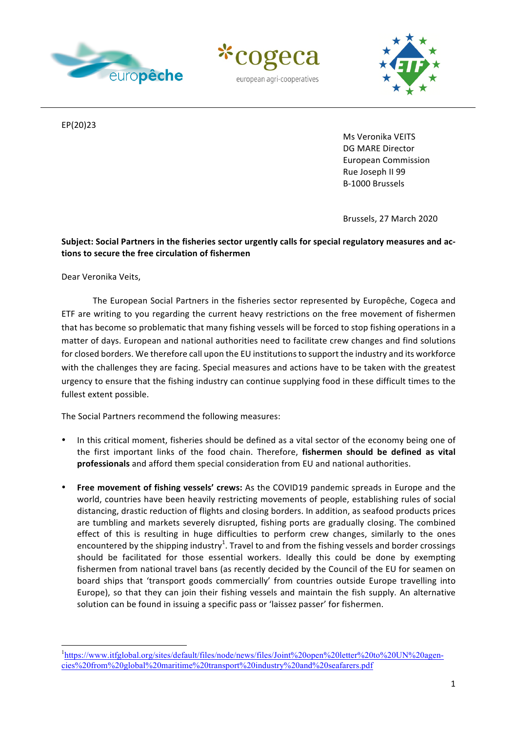EP(20)23

Ms Veronika VEITS
DG MARE Director
European Commission
Rue Joseph II 99
B-1000 Brussels

Brussels, 27 March 2020

**Subject: Social Partners in the fisheries sector urgently calls for special regulatory measures and actions to secure the free circulation of fishermen**

Dear Veronika Veits,

The European Social Partners in the fisheries sector represented by Europêche, Cogeca and ETF are writing to you regarding the current heavy restrictions on the free movement of fishermen that has become so problematic that many fishing vessels will be forced to stop fishing operations in a matter of days. European and national authorities need to facilitate crew changes and find solutions for closed borders. We therefore call upon the EU institutions to support the industry and its workforce with the challenges they are facing. Special measures and actions have to be taken with the greatest urgency to ensure that the fishing industry can continue supplying food in these difficult times to the fullest extent possible.

The Social Partners recommend the following measures:

- In this critical moment, fisheries should be defined as a vital sector of the economy being one of the first important links of the food chain. Therefore, **fishermen should be defined as vital professionals** and afford them special consideration from EU and national authorities.

- **Free movement of fishing vessels' crews:** As the COVID19 pandemic spreads in Europe and the world, countries have been heavily restricting movements of people, establishing rules of social distancing, drastic reduction of flights and closing borders. In addition, as seafood products prices are tumbling and markets severely disrupted, fishing ports are gradually closing. The combined effect of this is resulting in huge difficulties to perform crew changes, similarly to the ones encountered by the shipping industry[1]. Travel to and from the fishing vessels and border crossings should be facilitated for those essential workers. Ideally this could be done by exempting fishermen from national travel bans (as recently decided by the Council of the EU for seamen on board ships that 'transport goods commercially' from countries outside Europe travelling into Europe), so that they can join their fishing vessels and maintain the fish supply. An alternative solution can be found in issuing a specific pass or 'laissez passer' for fishermen.

[1] https://www.itfglobal.org/sites/default/files/node/news/files/Joint%20open%20letter%20to%20UN%20agencies%20from%20global%20maritime%20transport%20industry%20and%20seafarers.pdf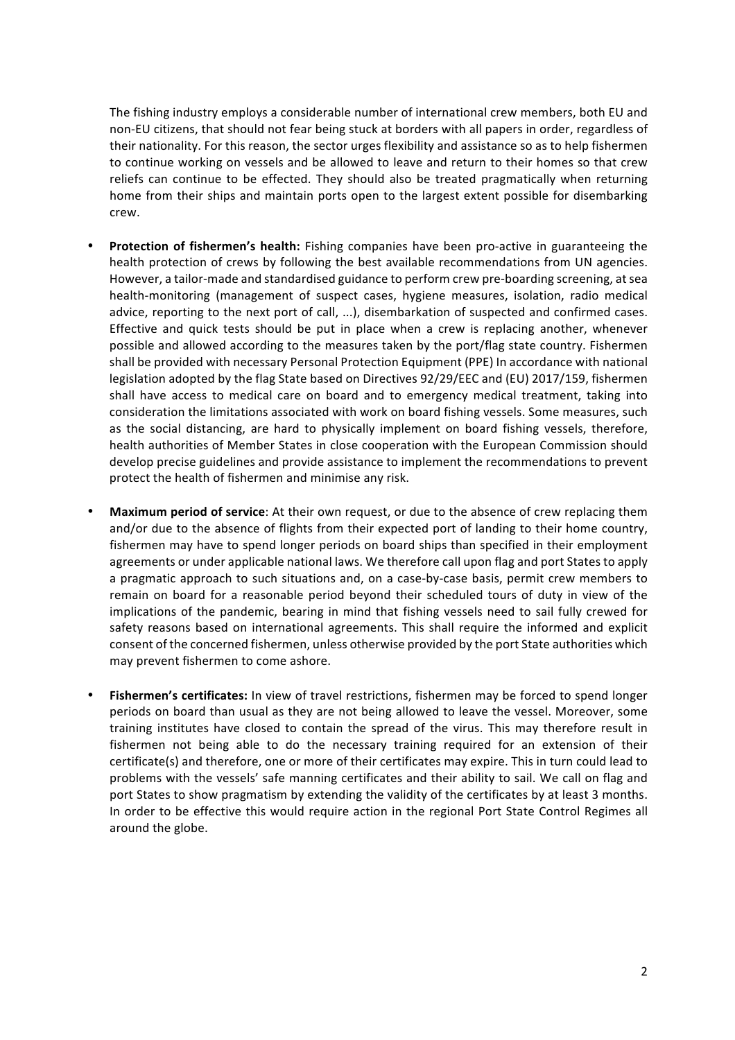The fishing industry employs a considerable number of international crew members, both EU and non-EU citizens, that should not fear being stuck at borders with all papers in order, regardless of their nationality. For this reason, the sector urges flexibility and assistance so as to help fishermen to continue working on vessels and be allowed to leave and return to their homes so that crew reliefs can continue to be effected. They should also be treated pragmatically when returning home from their ships and maintain ports open to the largest extent possible for disembarking crew.

- **Protection of fishermen's health:** Fishing companies have been pro-active in guaranteeing the health protection of crews by following the best available recommendations from UN agencies. However, a tailor-made and standardised guidance to perform crew pre-boarding screening, at sea health-monitoring (management of suspect cases, hygiene measures, isolation, radio medical advice, reporting to the next port of call, ...), disembarkation of suspected and confirmed cases. Effective and quick tests should be put in place when a crew is replacing another, whenever possible and allowed according to the measures taken by the port/flag state country. Fishermen shall be provided with necessary Personal Protection Equipment (PPE) In accordance with national legislation adopted by the flag State based on Directives 92/29/EEC and (EU) 2017/159, fishermen shall have access to medical care on board and to emergency medical treatment, taking into consideration the limitations associated with work on board fishing vessels. Some measures, such as the social distancing, are hard to physically implement on board fishing vessels, therefore, health authorities of Member States in close cooperation with the European Commission should develop precise guidelines and provide assistance to implement the recommendations to prevent protect the health of fishermen and minimise any risk.

- **Maximum period of service**: At their own request, or due to the absence of crew replacing them and/or due to the absence of flights from their expected port of landing to their home country, fishermen may have to spend longer periods on board ships than specified in their employment agreements or under applicable national laws. We therefore call upon flag and port States to apply a pragmatic approach to such situations and, on a case-by-case basis, permit crew members to remain on board for a reasonable period beyond their scheduled tours of duty in view of the implications of the pandemic, bearing in mind that fishing vessels need to sail fully crewed for safety reasons based on international agreements. This shall require the informed and explicit consent of the concerned fishermen, unless otherwise provided by the port State authorities which may prevent fishermen to come ashore.

- **Fishermen's certificates:** In view of travel restrictions, fishermen may be forced to spend longer periods on board than usual as they are not being allowed to leave the vessel. Moreover, some training institutes have closed to contain the spread of the virus. This may therefore result in fishermen not being able to do the necessary training required for an extension of their certificate(s) and therefore, one or more of their certificates may expire. This in turn could lead to problems with the vessels' safe manning certificates and their ability to sail. We call on flag and port States to show pragmatism by extending the validity of the certificates by at least 3 months. In order to be effective this would require action in the regional Port State Control Regimes all around the globe.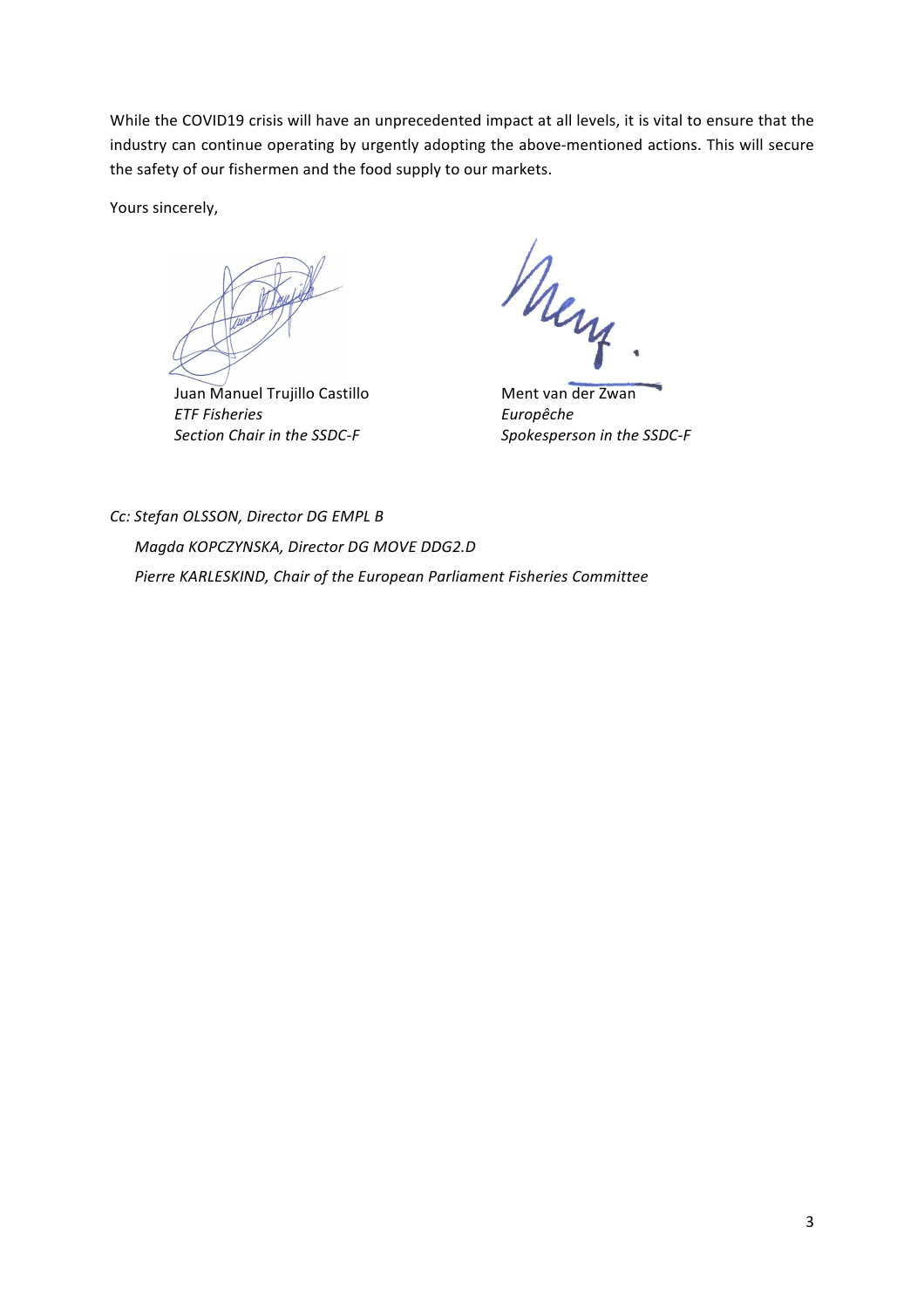While the COVID19 crisis will have an unprecedented impact at all levels, it is vital to ensure that the industry can continue operating by urgently adopting the above-mentioned actions. This will secure the safety of our fishermen and the food supply to our markets.

Yours sincerely,

Juan Manuel Trujillo Castillo
*ETF Fisheries*
*Section Chair in the SSDC-F*

Ment van der Zwan
*Europêche*
*Spokesperson in the SSDC-F*

*Cc: Stefan OLSSON, Director DG EMPL B*
*Magda KOPCZYNSKA, Director DG MOVE DDG2.D*
*Pierre KARLESKIND, Chair of the European Parliament Fisheries Committee*